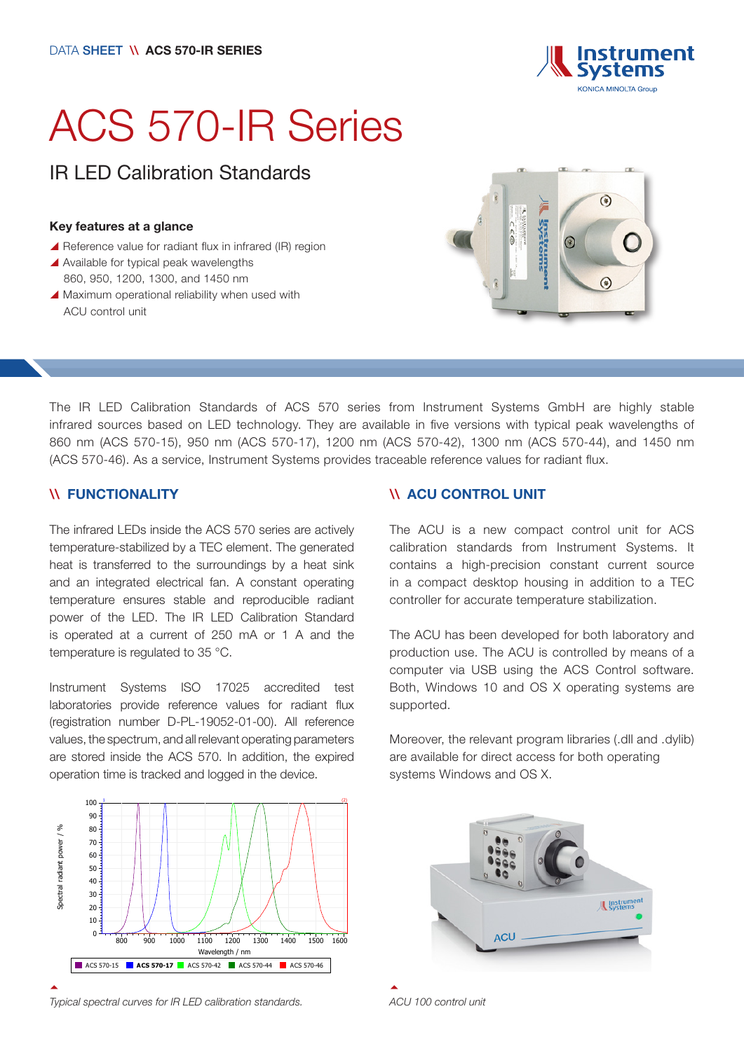DATA SHEET \\ ACS 570-IR SERIES

# ACS 570-IR Series

## IR LED Calibration Standards

**Key features at a glance**

- Reference value for radiant flux in infrared (IR) region
- Available for typical peak wavelengths 860, 950, 1200, 1300, and 1450 nm
- Maximum operational reliability when used with ACU control unit

The IR LED Calibration Standards of ACS 570 series from Instrument Systems GmbH are highly stable infrared sources based on LED technology. They are available in five versions with typical peak wavelengths of 860 nm (ACS 570-15), 950 nm (ACS 570-17), 1200 nm (ACS 570-42), 1300 nm (ACS 570-44), and 1450 nm (ACS 570-46). As a service, Instrument Systems provides traceable reference values for radiant flux.

## \\ FUNCTIONALITY

The infrared LEDs inside the ACS 570 series are actively temperature-stabilized by a TEC element. The generated heat is transferred to the surroundings by a heat sink and an integrated electrical fan. A constant operating temperature ensures stable and reproducible radiant power of the LED. The IR LED Calibration Standard is operated at a current of 250 mA or 1 A and the temperature is regulated to 35 °C.

Instrument Systems ISO 17025 accredited test laboratories provide reference values for radiant flux (registration number D-PL-19052-01-00). All reference values, the spectrum, and all relevant operating parameters are stored inside the ACS 570. In addition, the expired operation time is tracked and logged in the device.

Spectral radiant power / %

100
90
80
70
60
50
40
30
20
10
0

800 900 1000 1100 1200 1300 1400 1500 1600

Wavelength / nm

ACS 570-15 ACS 570-17 ACS 570-42 ACS 570-44 ACS 570-46

*Typical spectral curves for IR LED calibration standards.*

## \\ ACU CONTROL UNIT

The ACU is a new compact control unit for ACS calibration standards from Instrument Systems. It contains a high-precision constant current source in a compact desktop housing in addition to a TEC controller for accurate temperature stabilization.

The ACU has been developed for both laboratory and production use. The ACU is controlled by means of a computer via USB using the ACS Control software. Both, Windows 10 and OS X operating systems are supported.

Moreover, the relevant program libraries (.dll and .dylib) are available for direct access for both operating systems Windows and OS X.

*ACU 100 control unit*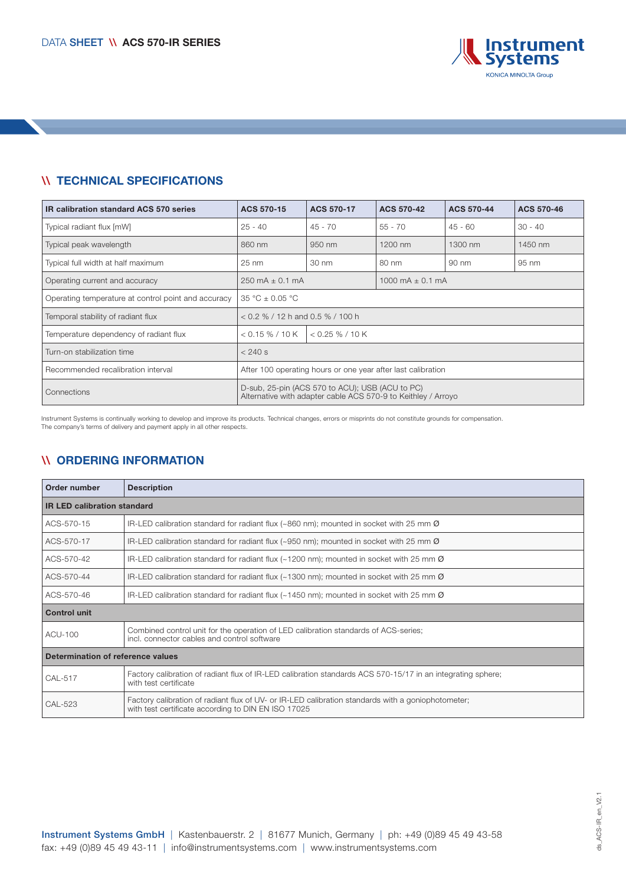DATA SHEET \\ ACS 570-IR SERIES

## \\ TECHNICAL SPECIFICATIONS

| IR calibration standard ACS 570 series | ACS 570-15 | ACS 570-17 | ACS 570-42 | ACS 570-44 | ACS 570-46 |
|---|---|---|---|---|---|
| Typical radiant flux [mW] | 25 - 40 | 45 - 70 | 55 - 70 | 45 - 60 | 30 - 40 |
| Typical peak wavelength | 860 nm | 950 nm | 1200 nm | 1300 nm | 1450 nm |
| Typical full width at half maximum | 25 nm | 30 nm | 80 nm | 90 nm | 95 nm |
| Operating current and accuracy | 250 mA ± 0.1 mA | | 1000 mA ± 0.1 mA | | |
| Operating temperature at control point and accuracy | 35 °C ± 0.05 °C | | | | |
| Temporal stability of radiant flux | < 0.2 % / 12 h and 0.5 % / 100 h | | | | |
| Temperature dependency of radiant flux | < 0.15 % / 10 K | < 0.25 % / 10 K | | | |
| Turn-on stabilization time | < 240 s | | | | |
| Recommended recalibration interval | After 100 operating hours or one year after last calibration | | | | |
| Connections | D-sub, 25-pin (ACS 570 to ACU); USB (ACU to PC) Alternative with adapter cable ACS 570-9 to Keithley / Arroyo | | | | |

Instrument Systems is continually working to develop and improve its products. Technical changes, errors or misprints do not constitute grounds for compensation.
The company's terms of delivery and payment apply in all other respects.

## \\ ORDERING INFORMATION

| Order number | Description |
|---|---|
| **IR LED calibration standard** | |
| ACS-570-15 | IR-LED calibration standard for radiant flux (~860 nm); mounted in socket with 25 mm Ø |
| ACS-570-17 | IR-LED calibration standard for radiant flux (~950 nm); mounted in socket with 25 mm Ø |
| ACS-570-42 | IR-LED calibration standard for radiant flux (~1200 nm); mounted in socket with 25 mm Ø |
| ACS-570-44 | IR-LED calibration standard for radiant flux (~1300 nm); mounted in socket with 25 mm Ø |
| ACS-570-46 | IR-LED calibration standard for radiant flux (~1450 nm); mounted in socket with 25 mm Ø |
| **Control unit** | |
| ACU-100 | Combined control unit for the operation of LED calibration standards of ACS-series; incl. connector cables and control software |
| **Determination of reference values** | |
| CAL-517 | Factory calibration of radiant flux of IR-LED calibration standards ACS 570-15/17 in an integrating sphere; with test certificate |
| CAL-523 | Factory calibration of radiant flux of UV- or IR-LED calibration standards with a goniophotometer; with test certificate according to DIN EN ISO 17025 |

**Instrument Systems GmbH** | Kastenbauerstr. 2 | 81677 Munich, Germany | ph: +49 (0)89 45 49 43-58
fax: +49 (0)89 45 49 43-11 | info@instrumentsystems.com | www.instrumentsystems.com

ds_ACS-IR_en_V2.1